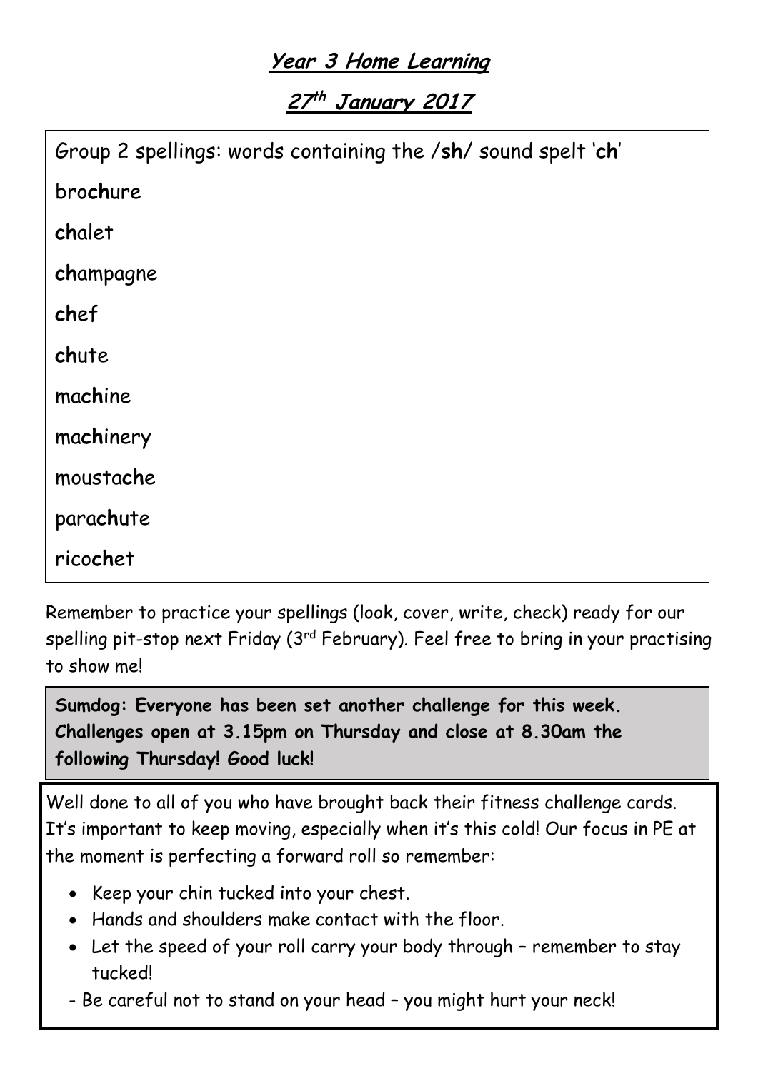# Year 3 Home Learning

## 27th January 2017

Group 2 spellings: words containing the /**sh**/ sound spelt '**ch**'

bro**ch**ure

**ch**alet

**ch**ampagne

**ch**ef

**ch**ute

ma**ch**ine

ma**ch**inery

mousta**ch**e

para**ch**ute

rico**ch**et

Remember to practice your spellings (look, cover, write, check) ready for our spelling pit-stop next Friday (3rd February). Feel free to bring in your practising to show me!

**Sumdog: Everyone has been set another challenge for this week. Challenges open at 3.15pm on Thursday and close at 8.30am the following Thursday! Good luck!**

Well done to all of you who have brought back their fitness challenge cards. It's important to keep moving, especially when it's this cold! Our focus in PE at the moment is perfecting a forward roll so remember:

- Keep your chin tucked into your chest.
- Hands and shoulders make contact with the floor.
- Let the speed of your roll carry your body through – remember to stay tucked!

- Be careful not to stand on your head – you might hurt your neck!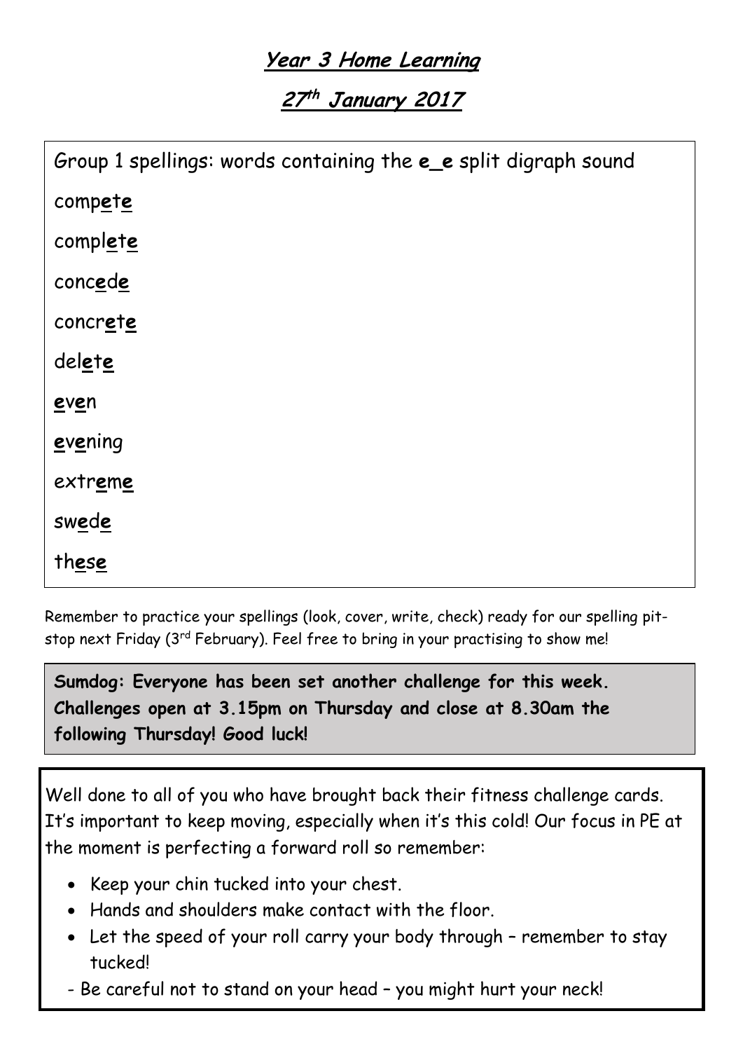# **Year 3 Home Learning**

## **27th January 2017**

Group 1 spellings: words containing the **e_e** split digraph sound

comp**e**t**e**

compl**e**t**e**

conc**e**d**e**

concr**e**t**e**

del**e**t**e**

**e**v**e**n

**e**v**e**ning

extr**e**m**e**

sw**e**d**e**

th**e**s**e**

Remember to practice your spellings (look, cover, write, check) ready for our spelling pit-stop next Friday (3rd February). Feel free to bring in your practising to show me!

**Sumdog: Everyone has been set another challenge for this week. Challenges open at 3.15pm on Thursday and close at 8.30am the following Thursday! Good luck!**

Well done to all of you who have brought back their fitness challenge cards. It's important to keep moving, especially when it's this cold! Our focus in PE at the moment is perfecting a forward roll so remember:

- Keep your chin tucked into your chest.
- Hands and shoulders make contact with the floor.
- Let the speed of your roll carry your body through – remember to stay tucked!

- Be careful not to stand on your head – you might hurt your neck!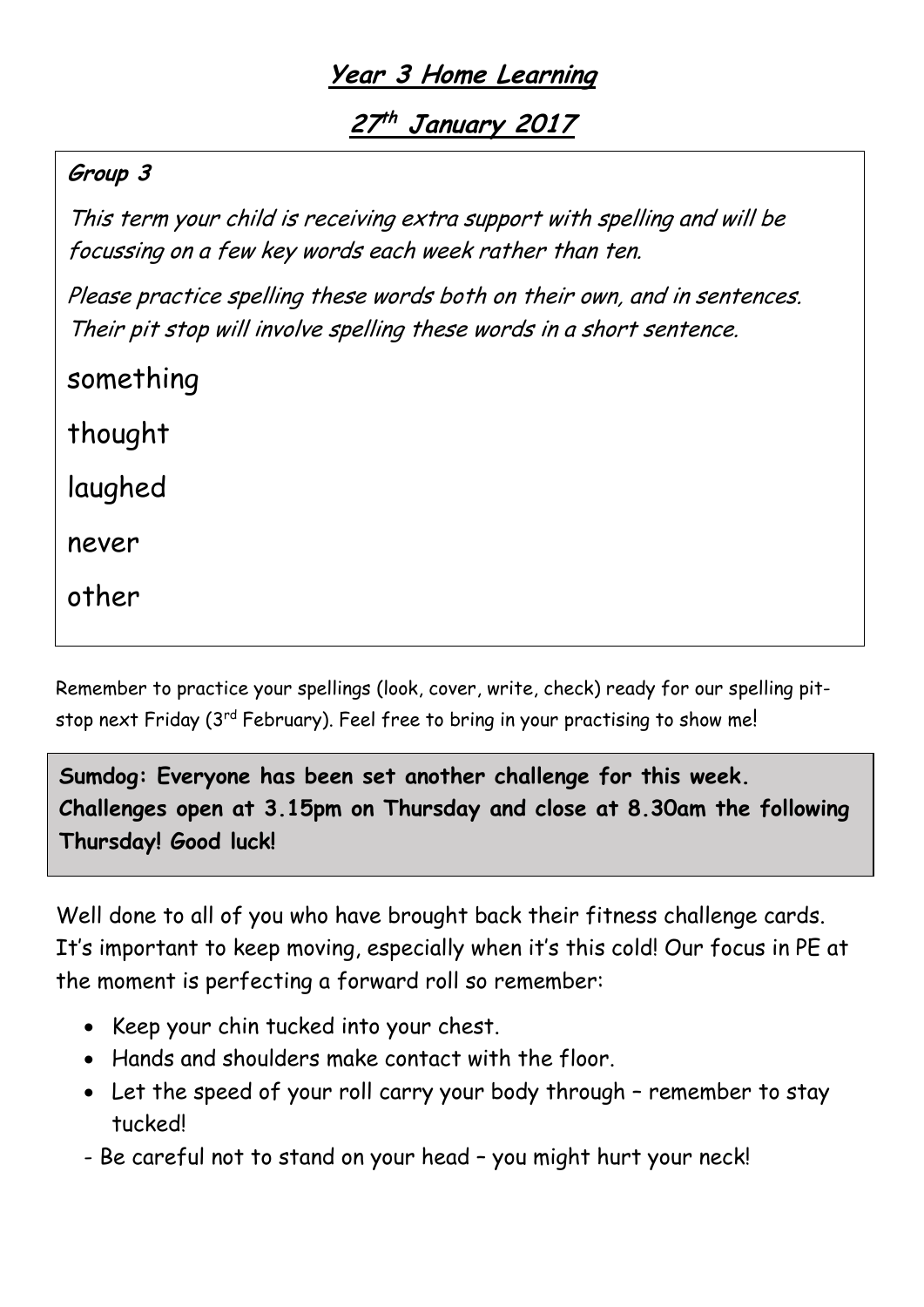# Year 3 Home Learning

## 27th January 2017

**Group 3**

*This term your child is receiving extra support with spelling and will be focussing on a few key words each week rather than ten.*

*Please practice spelling these words both on their own, and in sentences. Their pit stop will involve spelling these words in a short sentence.*

something

thought

laughed

never

other

Remember to practice your spellings (look, cover, write, check) ready for our spelling pit-stop next Friday (3rd February). Feel free to bring in your practising to show me!

**Sumdog: Everyone has been set another challenge for this week. Challenges open at 3.15pm on Thursday and close at 8.30am the following Thursday! Good luck!**

Well done to all of you who have brought back their fitness challenge cards. It's important to keep moving, especially when it's this cold! Our focus in PE at the moment is perfecting a forward roll so remember:

- Keep your chin tucked into your chest.
- Hands and shoulders make contact with the floor.
- Let the speed of your roll carry your body through – remember to stay tucked!

- Be careful not to stand on your head – you might hurt your neck!